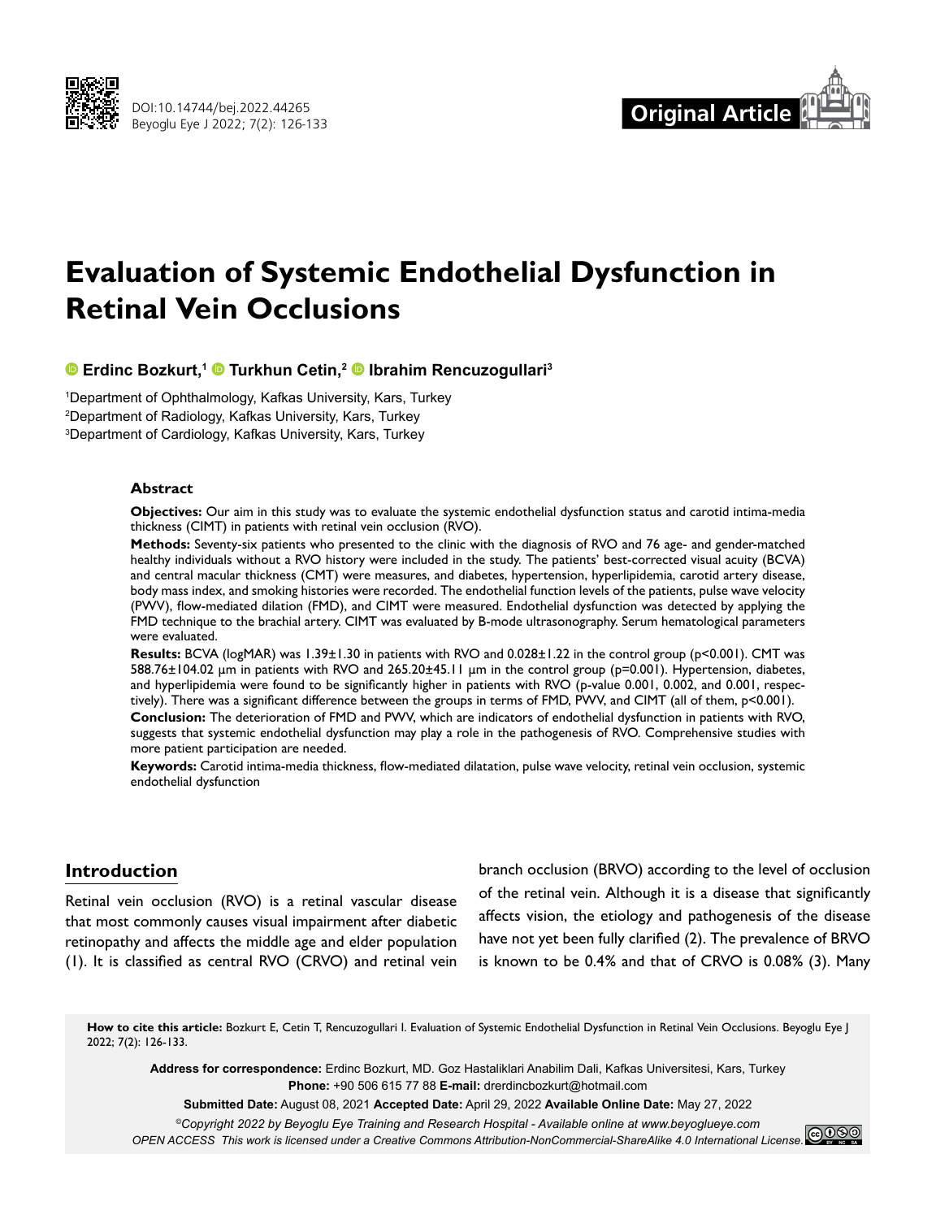Original Article

# Evaluation of Systemic Endothelial Dysfunction in Retinal Vein Occlusions

**Erdinc Bozkurt,[1] Turkhun Cetin,[2] Ibrahim Rencuzogullari[3]**

[1]Department of Ophthalmology, Kafkas University, Kars, Turkey
[2]Department of Radiology, Kafkas University, Kars, Turkey
[3]Department of Cardiology, Kafkas University, Kars, Turkey

## Abstract

**Objectives:** Our aim in this study was to evaluate the systemic endothelial dysfunction status and carotid intima-media thickness (CIMT) in patients with retinal vein occlusion (RVO).

**Methods:** Seventy-six patients who presented to the clinic with the diagnosis of RVO and 76 age- and gender-matched healthy individuals without a RVO history were included in the study. The patients' best-corrected visual acuity (BCVA) and central macular thickness (CMT) were measures, and diabetes, hypertension, hyperlipidemia, carotid artery disease, body mass index, and smoking histories were recorded. The endothelial function levels of the patients, pulse wave velocity (PWV), flow-mediated dilation (FMD), and CIMT were measured. Endothelial dysfunction was detected by applying the FMD technique to the brachial artery. CIMT was evaluated by B-mode ultrasonography. Serum hematological parameters were evaluated.

**Results:** BCVA (logMAR) was 1.39±1.30 in patients with RVO and 0.028±1.22 in the control group ($p<0.001$). CMT was 588.76±104.02 µm in patients with RVO and 265.20±45.11 µm in the control group ($p=0.001$). Hypertension, diabetes, and hyperlipidemia were found to be significantly higher in patients with RVO (p-value 0.001, 0.002, and 0.001, respectively). There was a significant difference between the groups in terms of FMD, PWV, and CIMT (all of them, $p<0.001$).

**Conclusion:** The deterioration of FMD and PWV, which are indicators of endothelial dysfunction in patients with RVO, suggests that systemic endothelial dysfunction may play a role in the pathogenesis of RVO. Comprehensive studies with more patient participation are needed.

**Keywords:** Carotid intima-media thickness, flow-mediated dilatation, pulse wave velocity, retinal vein occlusion, systemic endothelial dysfunction

## Introduction

Retinal vein occlusion (RVO) is a retinal vascular disease that most commonly causes visual impairment after diabetic retinopathy and affects the middle age and elder population (1). It is classified as central RVO (CRVO) and retinal vein branch occlusion (BRVO) according to the level of occlusion of the retinal vein. Although it is a disease that significantly affects vision, the etiology and pathogenesis of the disease have not yet been fully clarified (2). The prevalence of BRVO is known to be 0.4% and that of CRVO is 0.08% (3). Many

**How to cite this article:** Bozkurt E, Cetin T, Rencuzogullari I. Evaluation of Systemic Endothelial Dysfunction in Retinal Vein Occlusions. Beyoglu Eye J 2022; 7(2): 126-133.

**Address for correspondence:** Erdinc Bozkurt, MD. Goz Hastaliklari Anabilim Dali, Kafkas Universitesi, Kars, Turkey
**Phone:** +90 506 615 77 88 **E-mail:** drerdincbozkurt@hotmail.com

**Submitted Date:** August 08, 2021 **Accepted Date:** April 29, 2022 **Available Online Date:** May 27, 2022

*©Copyright 2022 by Beyoglu Eye Training and Research Hospital - Available online at www.beyoglueye.com*
*OPEN ACCESS This work is licensed under a Creative Commons Attribution-NonCommercial-ShareAlike 4.0 International License.*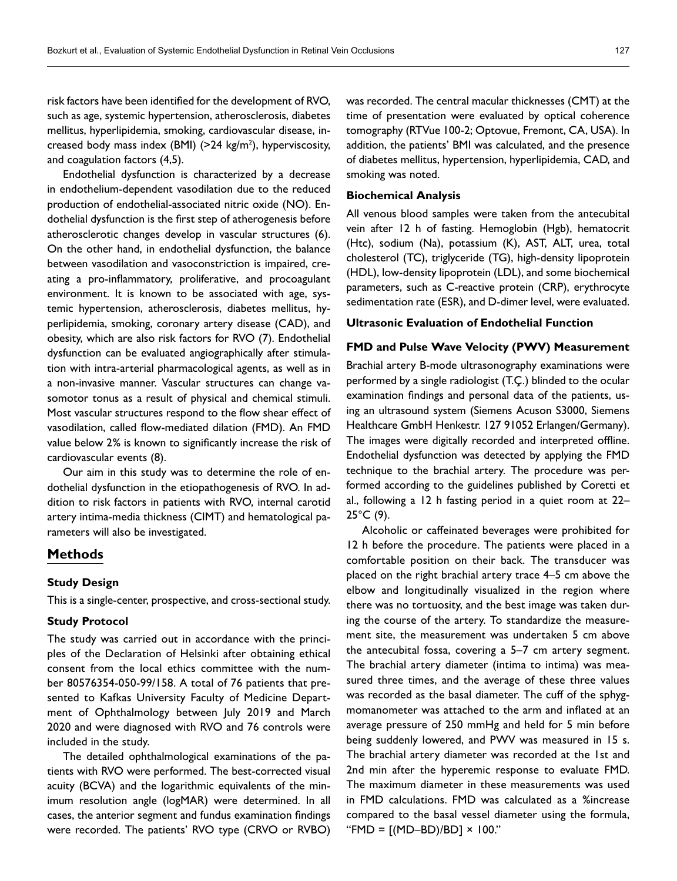risk factors have been identified for the development of RVO, such as age, systemic hypertension, atherosclerosis, diabetes mellitus, hyperlipidemia, smoking, cardiovascular disease, increased body mass index (BMI) (>24 kg/m$^2$), hyperviscosity, and coagulation factors (4,5).

Endothelial dysfunction is characterized by a decrease in endothelium-dependent vasodilation due to the reduced production of endothelial-associated nitric oxide (NO). Endothelial dysfunction is the first step of atherogenesis before atherosclerotic changes develop in vascular structures (6). On the other hand, in endothelial dysfunction, the balance between vasodilation and vasoconstriction is impaired, creating a pro-inflammatory, proliferative, and procoagulant environment. It is known to be associated with age, systemic hypertension, atherosclerosis, diabetes mellitus, hyperlipidemia, smoking, coronary artery disease (CAD), and obesity, which are also risk factors for RVO (7). Endothelial dysfunction can be evaluated angiographically after stimulation with intra-arterial pharmacological agents, as well as in a non-invasive manner. Vascular structures can change vasomotor tonus as a result of physical and chemical stimuli. Most vascular structures respond to the flow shear effect of vasodilation, called flow-mediated dilation (FMD). An FMD value below 2% is known to significantly increase the risk of cardiovascular events (8).

Our aim in this study was to determine the role of endothelial dysfunction in the etiopathogenesis of RVO. In addition to risk factors in patients with RVO, internal carotid artery intima-media thickness (CIMT) and hematological parameters will also be investigated.

## Methods

### Study Design

This is a single-center, prospective, and cross-sectional study.

### Study Protocol

The study was carried out in accordance with the principles of the Declaration of Helsinki after obtaining ethical consent from the local ethics committee with the number 80576354-050-99/158. A total of 76 patients that presented to Kafkas University Faculty of Medicine Department of Ophthalmology between July 2019 and March 2020 and were diagnosed with RVO and 76 controls were included in the study.

The detailed ophthalmological examinations of the patients with RVO were performed. The best-corrected visual acuity (BCVA) and the logarithmic equivalents of the minimum resolution angle (logMAR) were determined. In all cases, the anterior segment and fundus examination findings were recorded. The patients' RVO type (CRVO or RVBO) was recorded. The central macular thicknesses (CMT) at the time of presentation were evaluated by optical coherence tomography (RTVue 100-2; Optovue, Fremont, CA, USA). In addition, the patients' BMI was calculated, and the presence of diabetes mellitus, hypertension, hyperlipidemia, CAD, and smoking was noted.

### Biochemical Analysis

All venous blood samples were taken from the antecubital vein after 12 h of fasting. Hemoglobin (Hgb), hematocrit (Htc), sodium (Na), potassium (K), AST, ALT, urea, total cholesterol (TC), triglyceride (TG), high-density lipoprotein (HDL), low-density lipoprotein (LDL), and some biochemical parameters, such as C-reactive protein (CRP), erythrocyte sedimentation rate (ESR), and D-dimer level, were evaluated.

### Ultrasonic Evaluation of Endothelial Function

### FMD and Pulse Wave Velocity (PWV) Measurement

Brachial artery B-mode ultrasonography examinations were performed by a single radiologist (T.Ç.) blinded to the ocular examination findings and personal data of the patients, using an ultrasound system (Siemens Acuson S3000, Siemens Healthcare GmbH Henkestr. 127 91052 Erlangen/Germany). The images were digitally recorded and interpreted offline. Endothelial dysfunction was detected by applying the FMD technique to the brachial artery. The procedure was performed according to the guidelines published by Coretti et al., following a 12 h fasting period in a quiet room at 22–25°C (9).

Alcoholic or caffeinated beverages were prohibited for 12 h before the procedure. The patients were placed in a comfortable position on their back. The transducer was placed on the right brachial artery trace 4–5 cm above the elbow and longitudinally visualized in the region where there was no tortuosity, and the best image was taken during the course of the artery. To standardize the measurement site, the measurement was undertaken 5 cm above the antecubital fossa, covering a 5–7 cm artery segment. The brachial artery diameter (intima to intima) was measured three times, and the average of these three values was recorded as the basal diameter. The cuff of the sphygmomanometer was attached to the arm and inflated at an average pressure of 250 mmHg and held for 5 min before being suddenly lowered, and PWV was measured in 15 s. The brachial artery diameter was recorded at the 1st and 2nd min after the hyperemic response to evaluate FMD. The maximum diameter in these measurements was used in FMD calculations. FMD was calculated as a %increase compared to the basal vessel diameter using the formula, "$FMD = [(MD–BD)/BD] \times 100$."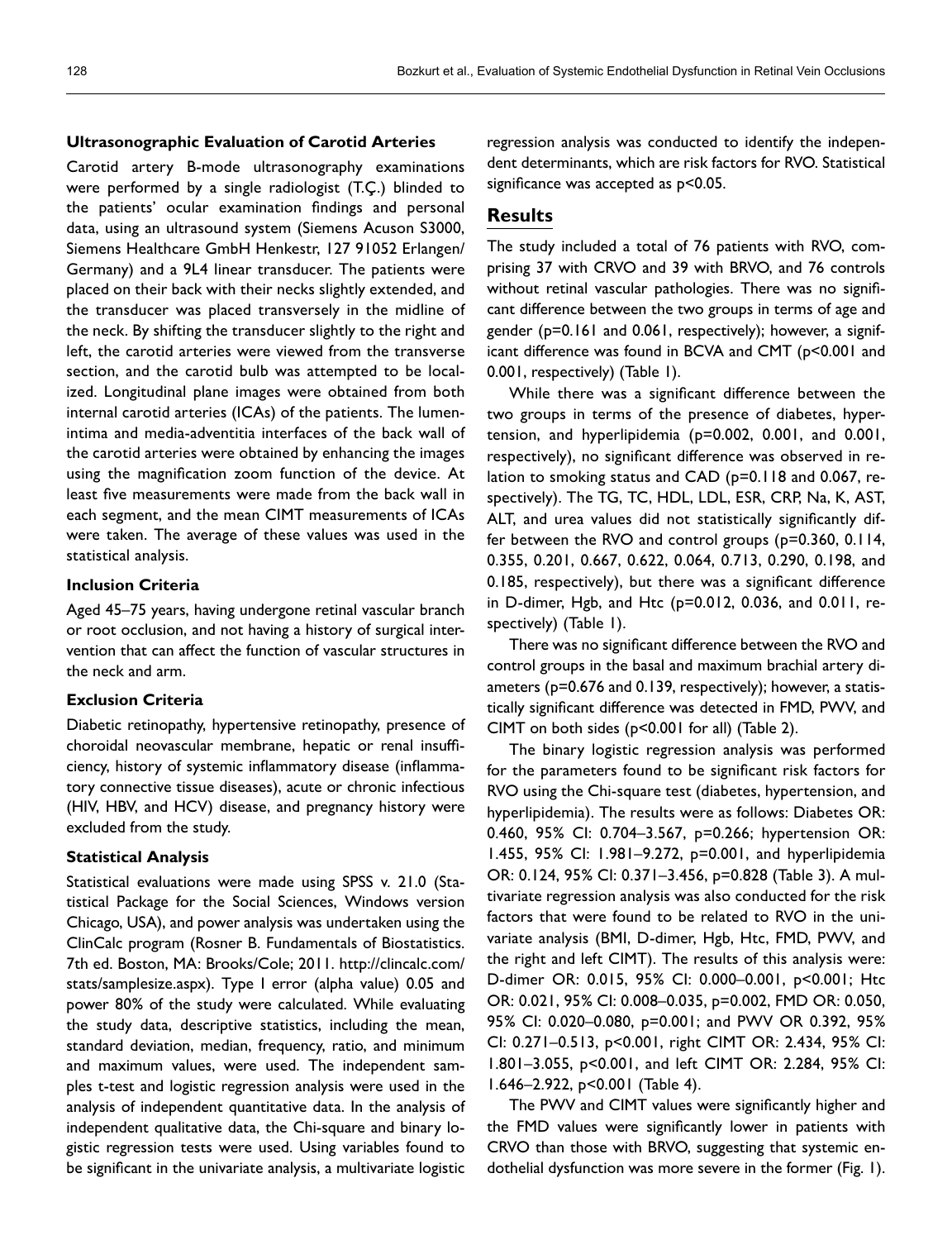### Ultrasonographic Evaluation of Carotid Arteries

Carotid artery B-mode ultrasonography examinations were performed by a single radiologist (T.Ç.) blinded to the patients' ocular examination findings and personal data, using an ultrasound system (Siemens Acuson S3000, Siemens Healthcare GmbH Henkestr, 127 91052 Erlangen/ Germany) and a 9L4 linear transducer. The patients were placed on their back with their necks slightly extended, and the transducer was placed transversely in the midline of the neck. By shifting the transducer slightly to the right and left, the carotid arteries were viewed from the transverse section, and the carotid bulb was attempted to be localized. Longitudinal plane images were obtained from both internal carotid arteries (ICAs) of the patients. The lumen-intima and media-adventitia interfaces of the back wall of the carotid arteries were obtained by enhancing the images using the magnification zoom function of the device. At least five measurements were made from the back wall in each segment, and the mean CIMT measurements of ICAs were taken. The average of these values was used in the statistical analysis.

### Inclusion Criteria

Aged 45–75 years, having undergone retinal vascular branch or root occlusion, and not having a history of surgical intervention that can affect the function of vascular structures in the neck and arm.

### Exclusion Criteria

Diabetic retinopathy, hypertensive retinopathy, presence of choroidal neovascular membrane, hepatic or renal insufficiency, history of systemic inflammatory disease (inflammatory connective tissue diseases), acute or chronic infectious (HIV, HBV, and HCV) disease, and pregnancy history were excluded from the study.

### Statistical Analysis

Statistical evaluations were made using SPSS v. 21.0 (Statistical Package for the Social Sciences, Windows version Chicago, USA), and power analysis was undertaken using the ClinCalc program (Rosner B. Fundamentals of Biostatistics. 7th ed. Boston, MA: Brooks/Cole; 2011. http://clincalc.com/stats/samplesize.aspx). Type I error (alpha value) 0.05 and power 80% of the study were calculated. While evaluating the study data, descriptive statistics, including the mean, standard deviation, median, frequency, ratio, and minimum and maximum values, were used. The independent samples t-test and logistic regression analysis were used in the analysis of independent quantitative data. In the analysis of independent qualitative data, the Chi-square and binary logistic regression tests were used. Using variables found to be significant in the univariate analysis, a multivariate logistic regression analysis was conducted to identify the independent determinants, which are risk factors for RVO. Statistical significance was accepted as $p<0.05$.

## Results

The study included a total of 76 patients with RVO, comprising 37 with CRVO and 39 with BRVO, and 76 controls without retinal vascular pathologies. There was no significant difference between the two groups in terms of age and gender (p=0.161 and 0.061, respectively); however, a significant difference was found in BCVA and CMT (p<0.001 and 0.001, respectively) (Table 1).

While there was a significant difference between the two groups in terms of the presence of diabetes, hypertension, and hyperlipidemia (p=0.002, 0.001, and 0.001, respectively), no significant difference was observed in relation to smoking status and CAD (p=0.118 and 0.067, respectively). The TG, TC, HDL, LDL, ESR, CRP, Na, K, AST, ALT, and urea values did not statistically significantly differ between the RVO and control groups (p=0.360, 0.114, 0.355, 0.201, 0.667, 0.622, 0.064, 0.713, 0.290, 0.198, and 0.185, respectively), but there was a significant difference in D-dimer, Hgb, and Htc (p=0.012, 0.036, and 0.011, respectively) (Table 1).

There was no significant difference between the RVO and control groups in the basal and maximum brachial artery diameters (p=0.676 and 0.139, respectively); however, a statistically significant difference was detected in FMD, PWV, and CIMT on both sides (p<0.001 for all) (Table 2).

The binary logistic regression analysis was performed for the parameters found to be significant risk factors for RVO using the Chi-square test (diabetes, hypertension, and hyperlipidemia). The results were as follows: Diabetes OR: 0.460, 95% CI: 0.704–3.567, p=0.266; hypertension OR: 1.455, 95% CI: 1.981–9.272, p=0.001, and hyperlipidemia OR: 0.124, 95% CI: 0.371–3.456, p=0.828 (Table 3). A multivariate regression analysis was also conducted for the risk factors that were found to be related to RVO in the univariate analysis (BMI, D-dimer, Hgb, Htc, FMD, PWV, and the right and left CIMT). The results of this analysis were: D-dimer OR: 0.015, 95% CI: 0.000–0.001, p<0.001; Htc OR: 0.021, 95% CI: 0.008–0.035, p=0.002, FMD OR: 0.050, 95% CI: 0.020–0.080, p=0.001; and PWV OR 0.392, 95% CI: 0.271–0.513, p<0.001, right CIMT OR: 2.434, 95% CI: 1.801–3.055, p<0.001, and left CIMT OR: 2.284, 95% CI: 1.646–2.922, p<0.001 (Table 4).

The PWV and CIMT values were significantly higher and the FMD values were significantly lower in patients with CRVO than those with BRVO, suggesting that systemic endothelial dysfunction was more severe in the former (Fig. 1).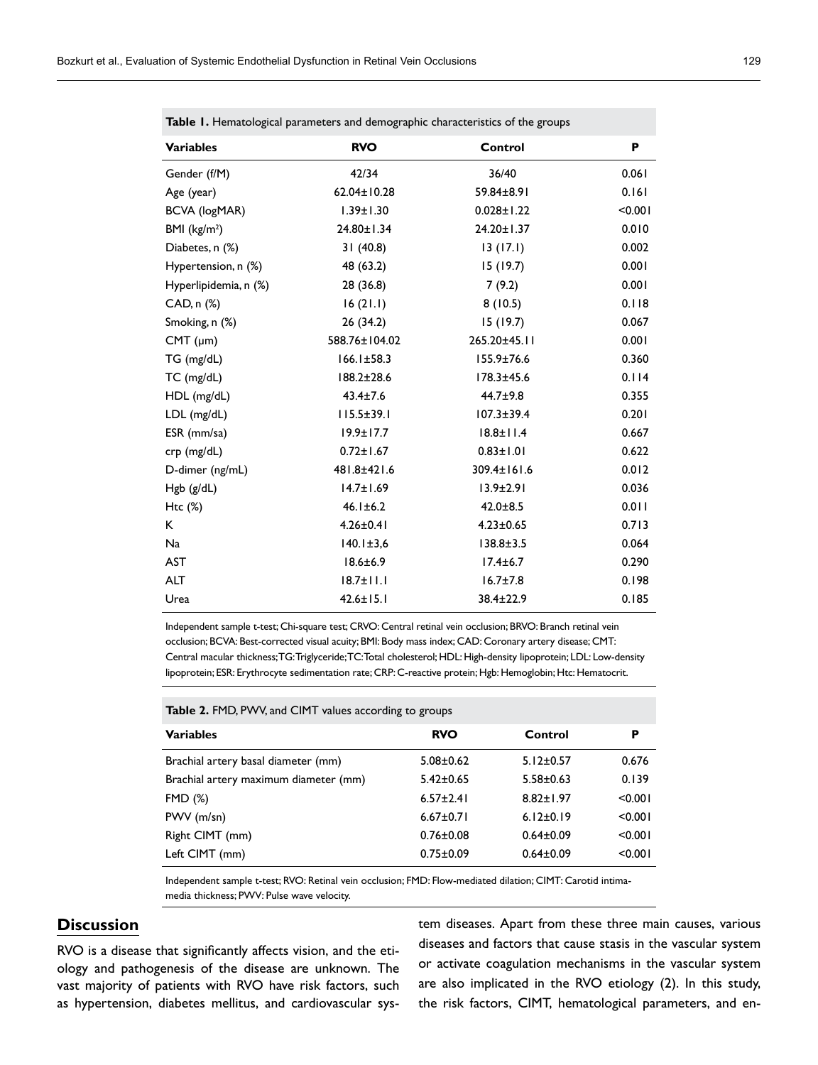**Table 1.** Hematological parameters and demographic characteristics of the groups

| Variables | RVO | Control | P |
|---|---|---|---|
| Gender (f/M) | 42/34 | 36/40 | 0.061 |
| Age (year) | 62.04±10.28 | 59.84±8.91 | 0.161 |
| BCVA (logMAR) | 1.39±1.30 | 0.028±1.22 | <0.001 |
| BMI (kg/m$^2$) | 24.80±1.34 | 24.20±1.37 | 0.010 |
| Diabetes, n (%) | 31 (40.8) | 13 (17.1) | 0.002 |
| Hypertension, n (%) | 48 (63.2) | 15 (19.7) | 0.001 |
| Hyperlipidemia, n (%) | 28 (36.8) | 7 (9.2) | 0.001 |
| CAD, n (%) | 16 (21.1) | 8 (10.5) | 0.118 |
| Smoking, n (%) | 26 (34.2) | 15 (19.7) | 0.067 |
| CMT (μm) | 588.76±104.02 | 265.20±45.11 | 0.001 |
| TG (mg/dL) | 166.1±58.3 | 155.9±76.6 | 0.360 |
| TC (mg/dL) | 188.2±28.6 | 178.3±45.6 | 0.114 |
| HDL (mg/dL) | 43.4±7.6 | 44.7±9.8 | 0.355 |
| LDL (mg/dL) | 115.5±39.1 | 107.3±39.4 | 0.201 |
| ESR (mm/sa) | 19.9±17.7 | 18.8±11.4 | 0.667 |
| crp (mg/dL) | 0.72±1.67 | 0.83±1.01 | 0.622 |
| D-dimer (ng/mL) | 481.8±421.6 | 309.4±161.6 | 0.012 |
| Hgb (g/dL) | 14.7±1.69 | 13.9±2.91 | 0.036 |
| Htc (%) | 46.1±6.2 | 42.0±8.5 | 0.011 |
| K | 4.26±0.41 | 4.23±0.65 | 0.713 |
| Na | 140.1±3,6 | 138.8±3.5 | 0.064 |
| AST | 18.6±6.9 | 17.4±6.7 | 0.290 |
| ALT | 18.7±11.1 | 16.7±7.8 | 0.198 |
| Urea | 42.6±15.1 | 38.4±22.9 | 0.185 |

Independent sample t-test; Chi-square test; CRVO: Central retinal vein occlusion; BRVO: Branch retinal vein occlusion; BCVA: Best-corrected visual acuity; BMI: Body mass index; CAD: Coronary artery disease; CMT: Central macular thickness; TG: Triglyceride; TC: Total cholesterol; HDL: High-density lipoprotein; LDL: Low-density lipoprotein; ESR: Erythrocyte sedimentation rate; CRP: C-reactive protein; Hgb: Hemoglobin; Htc: Hematocrit.

**Table 2.** FMD, PWV, and CIMT values according to groups

| Variables | RVO | Control | P |
|---|---|---|---|
| Brachial artery basal diameter (mm) | 5.08±0.62 | 5.12±0.57 | 0.676 |
| Brachial artery maximum diameter (mm) | 5.42±0.65 | 5.58±0.63 | 0.139 |
| FMD (%) | 6.57±2.41 | 8.82±1.97 | <0.001 |
| PWV (m/sn) | 6.67±0.71 | 6.12±0.19 | <0.001 |
| Right CIMT (mm) | 0.76±0.08 | 0.64±0.09 | <0.001 |
| Left CIMT (mm) | 0.75±0.09 | 0.64±0.09 | <0.001 |

Independent sample t-test; RVO: Retinal vein occlusion; FMD: Flow-mediated dilation; CIMT: Carotid intima-media thickness; PWV: Pulse wave velocity.

## Discussion

RVO is a disease that significantly affects vision, and the etiology and pathogenesis of the disease are unknown. The vast majority of patients with RVO have risk factors, such as hypertension, diabetes mellitus, and cardiovascular system diseases. Apart from these three main causes, various diseases and factors that cause stasis in the vascular system or activate coagulation mechanisms in the vascular system are also implicated in the RVO etiology (2). In this study, the risk factors, CIMT, hematological parameters, and en-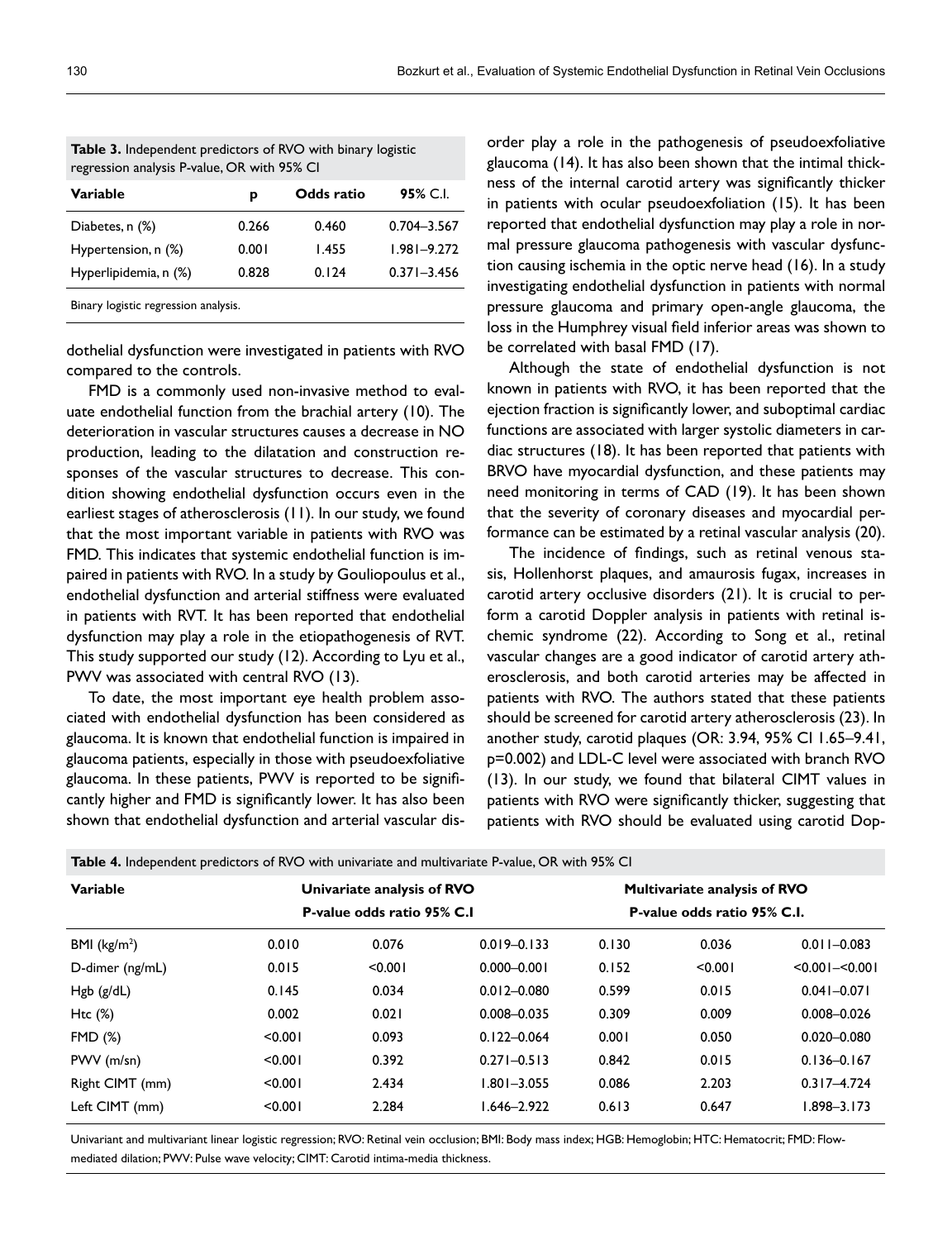**Table 3.** Independent predictors of RVO with binary logistic regression analysis P-value, OR with 95% CI

| Variable | p | Odds ratio | 95% C.I. |
|---|---|---|---|
| Diabetes, n (%) | 0.266 | 0.460 | 0.704–3.567 |
| Hypertension, n (%) | 0.001 | 1.455 | 1.981–9.272 |
| Hyperlipidemia, n (%) | 0.828 | 0.124 | 0.371–3.456 |

Binary logistic regression analysis.

dothelial dysfunction were investigated in patients with RVO compared to the controls.

FMD is a commonly used non-invasive method to evaluate endothelial function from the brachial artery (10). The deterioration in vascular structures causes a decrease in NO production, leading to the dilatation and construction responses of the vascular structures to decrease. This condition showing endothelial dysfunction occurs even in the earliest stages of atherosclerosis (11). In our study, we found that the most important variable in patients with RVO was FMD. This indicates that systemic endothelial function is impaired in patients with RVO. In a study by Gouliopoulus et al., endothelial dysfunction and arterial stiffness were evaluated in patients with RVT. It has been reported that endothelial dysfunction may play a role in the etiopathogenesis of RVT. This study supported our study (12). According to Lyu et al., PWV was associated with central RVO (13).

To date, the most important eye health problem associated with endothelial dysfunction has been considered as glaucoma. It is known that endothelial function is impaired in glaucoma patients, especially in those with pseudoexfoliative glaucoma. In these patients, PWV is reported to be significantly higher and FMD is significantly lower. It has also been shown that endothelial dysfunction and arterial vascular disorder play a role in the pathogenesis of pseudoexfoliative glaucoma (14). It has also been shown that the intimal thickness of the internal carotid artery was significantly thicker in patients with ocular pseudoexfoliation (15). It has been reported that endothelial dysfunction may play a role in normal pressure glaucoma pathogenesis with vascular dysfunction causing ischemia in the optic nerve head (16). In a study investigating endothelial dysfunction in patients with normal pressure glaucoma and primary open-angle glaucoma, the loss in the Humphrey visual field inferior areas was shown to be correlated with basal FMD (17).

Although the state of endothelial dysfunction is not known in patients with RVO, it has been reported that the ejection fraction is significantly lower, and suboptimal cardiac functions are associated with larger systolic diameters in cardiac structures (18). It has been reported that patients with BRVO have myocardial dysfunction, and these patients may need monitoring in terms of CAD (19). It has been shown that the severity of coronary diseases and myocardial performance can be estimated by a retinal vascular analysis (20).

The incidence of findings, such as retinal venous stasis, Hollenhorst plaques, and amaurosis fugax, increases in carotid artery occlusive disorders (21). It is crucial to perform a carotid Doppler analysis in patients with retinal ischemic syndrome (22). According to Song et al., retinal vascular changes are a good indicator of carotid artery atherosclerosis, and both carotid arteries may be affected in patients with RVO. The authors stated that these patients should be screened for carotid artery atherosclerosis (23). In another study, carotid plaques (OR: 3.94, 95% CI 1.65–9.41, p=0.002) and LDL-C level were associated with branch RVO (13). In our study, we found that bilateral CIMT values in patients with RVO were significantly thicker, suggesting that patients with RVO should be evaluated using carotid Dop-

**Table 4.** Independent predictors of RVO with univariate and multivariate P-value, OR with 95% CI

| Variable | Univariate analysis of RVO | | | Multivariate analysis of RVO | | |
|---|---|---|---|---|---|---|
| | P-value | odds ratio | 95% C.I | P-value | odds ratio | 95% C.I. |
| BMI (kg/m$^2$) | 0.010 | 0.076 | 0.019–0.133 | 0.130 | 0.036 | 0.011–0.083 |
| D-dimer (ng/mL) | 0.015 | <0.001 | 0.000–0.001 | 0.152 | <0.001 | <0.001–<0.001 |
| Hgb (g/dL) | 0.145 | 0.034 | 0.012–0.080 | 0.599 | 0.015 | 0.041–0.071 |
| Htc (%) | 0.002 | 0.021 | 0.008–0.035 | 0.309 | 0.009 | 0.008–0.026 |
| FMD (%) | <0.001 | 0.093 | 0.122–0.064 | 0.001 | 0.050 | 0.020–0.080 |
| PWV (m/sn) | <0.001 | 0.392 | 0.271–0.513 | 0.842 | 0.015 | 0.136–0.167 |
| Right CIMT (mm) | <0.001 | 2.434 | 1.801–3.055 | 0.086 | 2.203 | 0.317–4.724 |
| Left CIMT (mm) | <0.001 | 2.284 | 1.646–2.922 | 0.613 | 0.647 | 1.898–3.173 |

Univariant and multivariant linear logistic regression; RVO: Retinal vein occlusion; BMI: Body mass index; HGB: Hemoglobin; HTC: Hematocrit; FMD: Flow-mediated dilation; PWV: Pulse wave velocity; CIMT: Carotid intima-media thickness.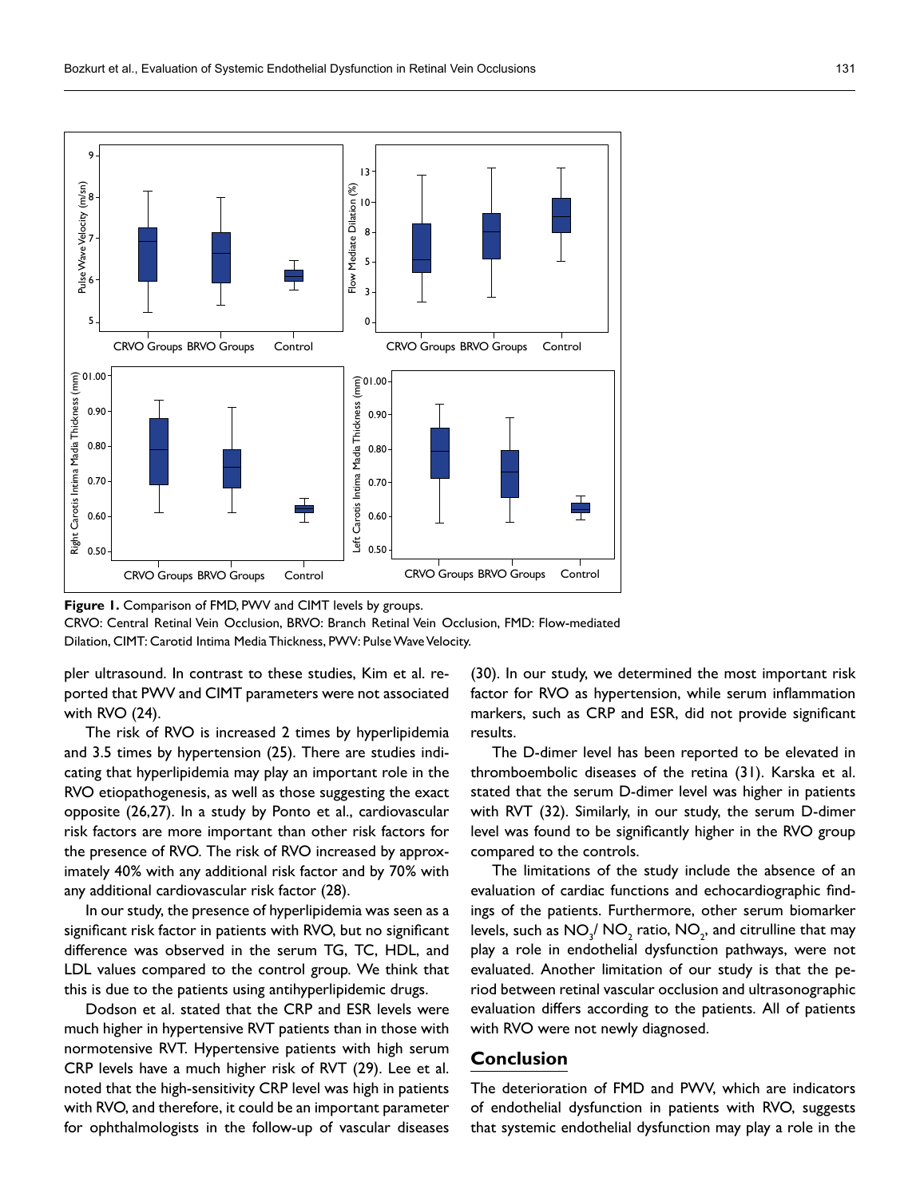Figure 1. Comparison of FMD, PWV and CIMT levels by groups.
CRVO: Central Retinal Vein Occlusion, BRVO: Branch Retinal Vein Occlusion, FMD: Flow-mediated Dilation, CIMT: Carotid Intima Media Thickness, PWV: Pulse Wave Velocity.

pler ultrasound. In contrast to these studies, Kim et al. reported that PWV and CIMT parameters were not associated with RVO (24).

The risk of RVO is increased 2 times by hyperlipidemia and 3.5 times by hypertension (25). There are studies indicating that hyperlipidemia may play an important role in the RVO etiopathogenesis, as well as those suggesting the exact opposite (26,27). In a study by Ponto et al., cardiovascular risk factors are more important than other risk factors for the presence of RVO. The risk of RVO increased by approximately 40% with any additional risk factor and by 70% with any additional cardiovascular risk factor (28).

In our study, the presence of hyperlipidemia was seen as a significant risk factor in patients with RVO, but no significant difference was observed in the serum TG, TC, HDL, and LDL values compared to the control group. We think that this is due to the patients using antihyperlipidemic drugs.

Dodson et al. stated that the CRP and ESR levels were much higher in hypertensive RVT patients than in those with normotensive RVT. Hypertensive patients with high serum CRP levels have a much higher risk of RVT (29). Lee et al. noted that the high-sensitivity CRP level was high in patients with RVO, and therefore, it could be an important parameter for ophthalmologists in the follow-up of vascular diseases (30). In our study, we determined the most important risk factor for RVO as hypertension, while serum inflammation markers, such as CRP and ESR, did not provide significant results.

The D-dimer level has been reported to be elevated in thromboembolic diseases of the retina (31). Karska et al. stated that the serum D-dimer level was higher in patients with RVT (32). Similarly, in our study, the serum D-dimer level was found to be significantly higher in the RVO group compared to the controls.

The limitations of the study include the absence of an evaluation of cardiac functions and echocardiographic findings of the patients. Furthermore, other serum biomarker levels, such as $NO_3$/ $NO_2$ ratio, $NO_2$, and citrulline that may play a role in endothelial dysfunction pathways, were not evaluated. Another limitation of our study is that the period between retinal vascular occlusion and ultrasonographic evaluation differs according to the patients. All of patients with RVO were not newly diagnosed.

## Conclusion

The deterioration of FMD and PWV, which are indicators of endothelial dysfunction in patients with RVO, suggests that systemic endothelial dysfunction may play a role in the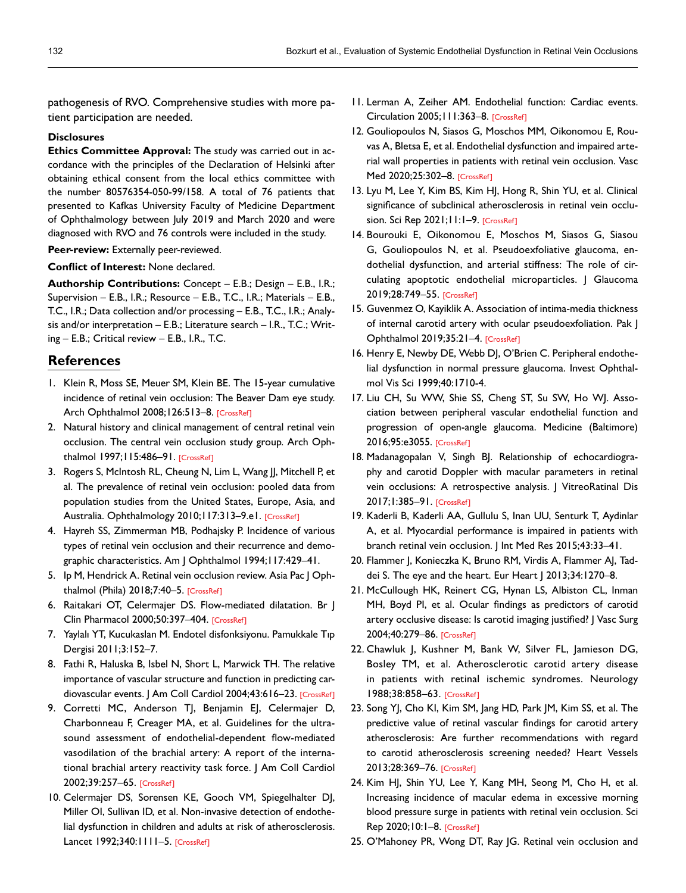pathogenesis of RVO. Comprehensive studies with more patient participation are needed.

### Disclosures

**Ethics Committee Approval:** The study was carried out in accordance with the principles of the Declaration of Helsinki after obtaining ethical consent from the local ethics committee with the number 80576354-050-99/158. A total of 76 patients that presented to Kafkas University Faculty of Medicine Department of Ophthalmology between July 2019 and March 2020 and were diagnosed with RVO and 76 controls were included in the study.

**Peer-review:** Externally peer-reviewed.

**Conflict of Interest:** None declared.

**Authorship Contributions:** Concept – E.B.; Design – E.B., I.R.; Supervision – E.B., I.R.; Resource – E.B., T.C., I.R.; Materials – E.B., T.C., I.R.; Data collection and/or processing – E.B., T.C., I.R.; Analysis and/or interpretation – E.B.; Literature search – I.R., T.C.; Writing – E.B.; Critical review – E.B., I.R., T.C.

## References

1. Klein R, Moss SE, Meuer SM, Klein BE. The 15-year cumulative incidence of retinal vein occlusion: The Beaver Dam eye study. Arch Ophthalmol 2008;126:513–8. [CrossRef]
2. Natural history and clinical management of central retinal vein occlusion. The central vein occlusion study group. Arch Ophthalmol 1997;115:486–91. [CrossRef]
3. Rogers S, McIntosh RL, Cheung N, Lim L, Wang JJ, Mitchell P, et al. The prevalence of retinal vein occlusion: pooled data from population studies from the United States, Europe, Asia, and Australia. Ophthalmology 2010;117:313–9.e1. [CrossRef]
4. Hayreh SS, Zimmerman MB, Podhajsky P. Incidence of various types of retinal vein occlusion and their recurrence and demographic characteristics. Am J Ophthalmol 1994;117:429–41.
5. Ip M, Hendrick A. Retinal vein occlusion review. Asia Pac J Ophthalmol (Phila) 2018;7:40–5. [CrossRef]
6. Raitakari OT, Celermajer DS. Flow-mediated dilatation. Br J Clin Pharmacol 2000;50:397–404. [CrossRef]
7. Yaylalı YT, Kucukaslan M. Endotel disfonksiyonu. Pamukkale Tıp Dergisi 2011;3:152–7.
8. Fathi R, Haluska B, Isbel N, Short L, Marwick TH. The relative importance of vascular structure and function in predicting cardiovascular events. J Am Coll Cardiol 2004;43:616–23. [CrossRef]
9. Corretti MC, Anderson TJ, Benjamin EJ, Celermajer D, Charbonneau F, Creager MA, et al. Guidelines for the ultrasound assessment of endothelial-dependent flow-mediated vasodilation of the brachial artery: A report of the international brachial artery reactivity task force. J Am Coll Cardiol 2002;39:257–65. [CrossRef]
10. Celermajer DS, Sorensen KE, Gooch VM, Spiegelhalter DJ, Miller OI, Sullivan ID, et al. Non-invasive detection of endothelial dysfunction in children and adults at risk of atherosclerosis. Lancet 1992;340:1111–5. [CrossRef]
11. Lerman A, Zeiher AM. Endothelial function: Cardiac events. Circulation 2005;111:363–8. [CrossRef]
12. Gouliopoulos N, Siasos G, Moschos MM, Oikonomou E, Rouvas A, Bletsa E, et al. Endothelial dysfunction and impaired arterial wall properties in patients with retinal vein occlusion. Vasc Med 2020;25:302–8. [CrossRef]
13. Lyu M, Lee Y, Kim BS, Kim HJ, Hong R, Shin YU, et al. Clinical significance of subclinical atherosclerosis in retinal vein occlusion. Sci Rep 2021;11:1–9. [CrossRef]
14. Bourouki E, Oikonomou E, Moschos M, Siasos G, Siasou G, Gouliopoulos N, et al. Pseudoexfoliative glaucoma, endothelial dysfunction, and arterial stiffness: The role of circulating apoptotic endothelial microparticles. J Glaucoma 2019;28:749–55. [CrossRef]
15. Guvenmez O, Kayiklik A. Association of intima-media thickness of internal carotid artery with ocular pseudoexfoliation. Pak J Ophthalmol 2019;35:21–4. [CrossRef]
16. Henry E, Newby DE, Webb DJ, O'Brien C. Peripheral endothelial dysfunction in normal pressure glaucoma. Invest Ophthalmol Vis Sci 1999;40:1710-4.
17. Liu CH, Su WW, Shie SS, Cheng ST, Su SW, Ho WJ. Association between peripheral vascular endothelial function and progression of open-angle glaucoma. Medicine (Baltimore) 2016;95:e3055. [CrossRef]
18. Madanagopalan V, Singh BJ. Relationship of echocardiography and carotid Doppler with macular parameters in retinal vein occlusions: A retrospective analysis. J VitreoRatinal Dis 2017;1:385–91. [CrossRef]
19. Kaderli B, Kaderli AA, Gullulu S, Inan UU, Senturk T, Aydinlar A, et al. Myocardial performance is impaired in patients with branch retinal vein occlusion. J Int Med Res 2015;43:33–41.
20. Flammer J, Konieczka K, Bruno RM, Virdis A, Flammer AJ, Taddei S. The eye and the heart. Eur Heart J 2013;34:1270–8.
21. McCullough HK, Reinert CG, Hynan LS, Albiston CL, Inman MH, Boyd PI, et al. Ocular findings as predictors of carotid artery occlusive disease: Is carotid imaging justified? J Vasc Surg 2004;40:279–86. [CrossRef]
22. Chawluk J, Kushner M, Bank W, Silver FL, Jamieson DG, Bosley TM, et al. Atherosclerotic carotid artery disease in patients with retinal ischemic syndromes. Neurology 1988;38:858–63. [CrossRef]
23. Song YJ, Cho KI, Kim SM, Jang HD, Park JM, Kim SS, et al. The predictive value of retinal vascular findings for carotid artery atherosclerosis: Are further recommendations with regard to carotid atherosclerosis screening needed? Heart Vessels 2013;28:369–76. [CrossRef]
24. Kim HJ, Shin YU, Lee Y, Kang MH, Seong M, Cho H, et al. Increasing incidence of macular edema in excessive morning blood pressure surge in patients with retinal vein occlusion. Sci Rep 2020;10:1–8. [CrossRef]
25. O'Mahoney PR, Wong DT, Ray JG. Retinal vein occlusion and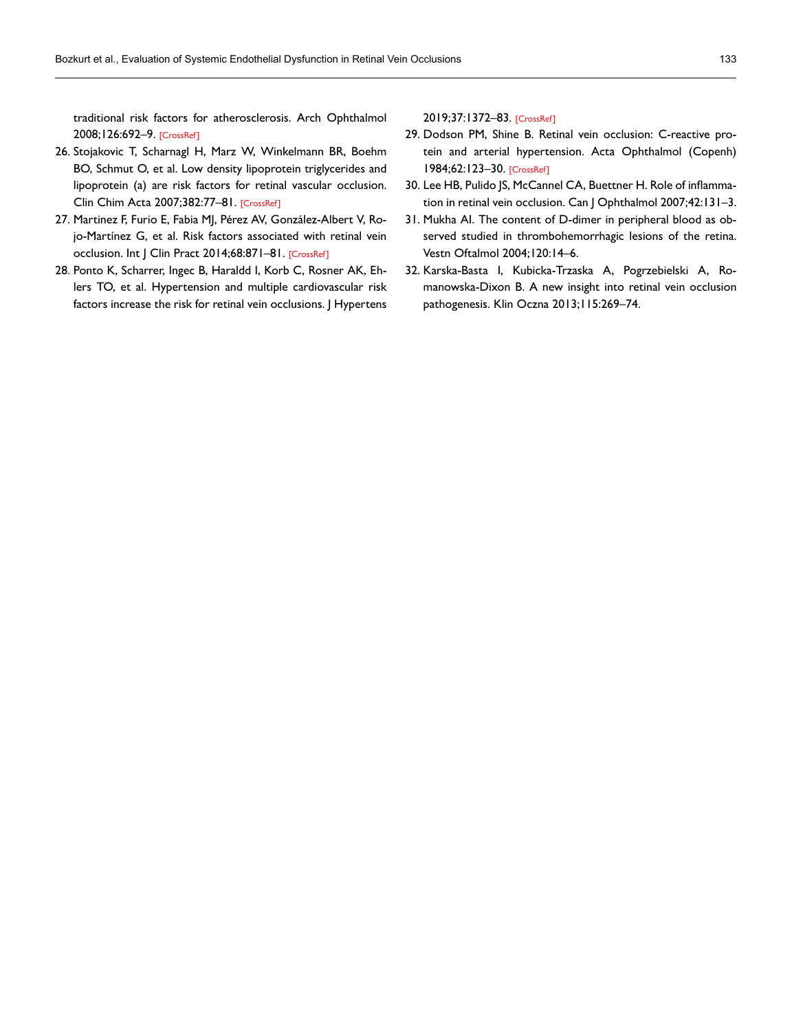traditional risk factors for atherosclerosis. Arch Ophthalmol 2008;126:692–9. [CrossRef]

26. Stojakovic T, Scharnagl H, Marz W, Winkelmann BR, Boehm BO, Schmut O, et al. Low density lipoprotein triglycerides and lipoprotein (a) are risk factors for retinal vascular occlusion. Clin Chim Acta 2007;382:77–81. [CrossRef]
27. Martinez F, Furio E, Fabia MJ, Pérez AV, González-Albert V, Rojo-Martínez G, et al. Risk factors associated with retinal vein occlusion. Int J Clin Pract 2014;68:871–81. [CrossRef]
28. Ponto K, Scharrer, Ingec B, Haraldd I, Korb C, Rosner AK, Ehlers TO, et al. Hypertension and multiple cardiovascular risk factors increase the risk for retinal vein occlusions. J Hypertens 2019;37:1372–83. [CrossRef]
29. Dodson PM, Shine B. Retinal vein occlusion: C-reactive protein and arterial hypertension. Acta Ophthalmol (Copenh) 1984;62:123–30. [CrossRef]
30. Lee HB, Pulido JS, McCannel CA, Buettner H. Role of inflammation in retinal vein occlusion. Can J Ophthalmol 2007;42:131–3.
31. Mukha AI. The content of D-dimer in peripheral blood as observed studied in thrombohemorrhagic lesions of the retina. Vestn Oftalmol 2004;120:14–6.
32. Karska-Basta I, Kubicka-Trzaska A, Pogrzebielski A, Romanowska-Dixon B. A new insight into retinal vein occlusion pathogenesis. Klin Oczna 2013;115:269–74.